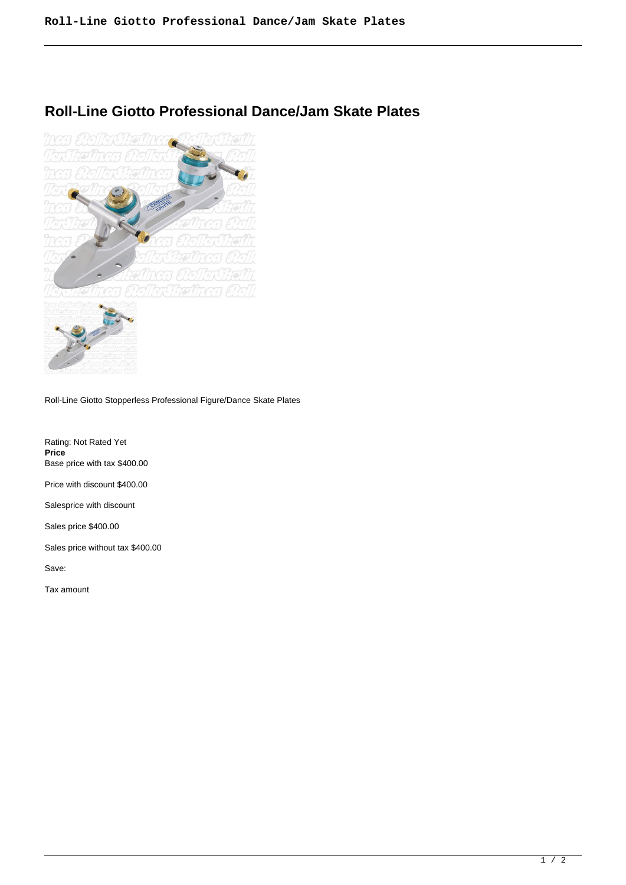# Roll-Line Giotto Professional Dance/Jam Skate Plates

Roll-Line Giotto Stopperless Professional Figure/Dance Skate Plates

Rating: Not Rated Yet
**Price**
Base price with tax $400.00

Price with discount $400.00

Salesprice with discount

Sales price $400.00

Sales price without tax $400.00

Save:

Tax amount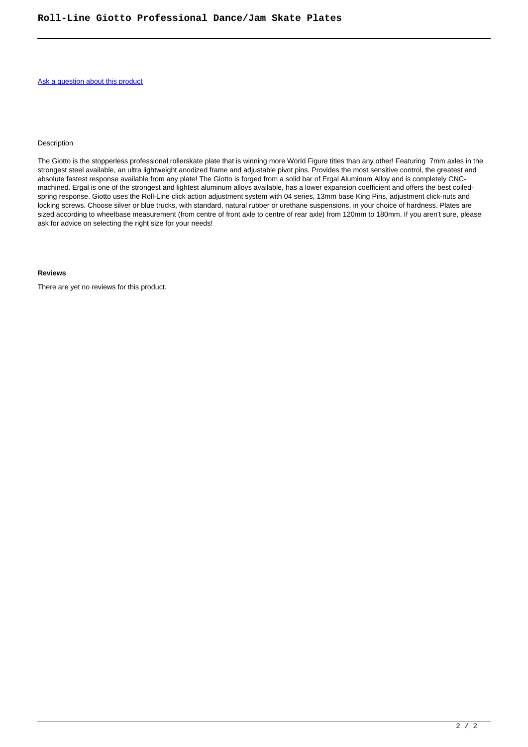# Roll-Line Giotto Professional Dance/Jam Skate Plates

Ask a question about this product

Description

The Giotto is the stopperless professional rollerskate plate that is winning more World Figure titles than any other! Featuring 7mm axles in the strongest steel available, an ultra lightweight anodized frame and adjustable pivot pins. Provides the most sensitive control, the greatest and absolute fastest response available from any plate! The Giotto is forged from a solid bar of Ergal Aluminum Alloy and is completely CNC-machined. Ergal is one of the strongest and lightest aluminum alloys available, has a lower expansion coefficient and offers the best coiled-spring response. Giotto uses the Roll-Line click action adjustment system with 04 series, 13mm base King Pins, adjustment click-nuts and locking screws. Choose silver or blue trucks, with standard, natural rubber or urethane suspensions, in your choice of hardness. Plates are sized according to wheelbase measurement (from centre of front axle to centre of rear axle) from 120mm to 180mm. If you aren't sure, please ask for advice on selecting the right size for your needs!

**Reviews**

There are yet no reviews for this product.